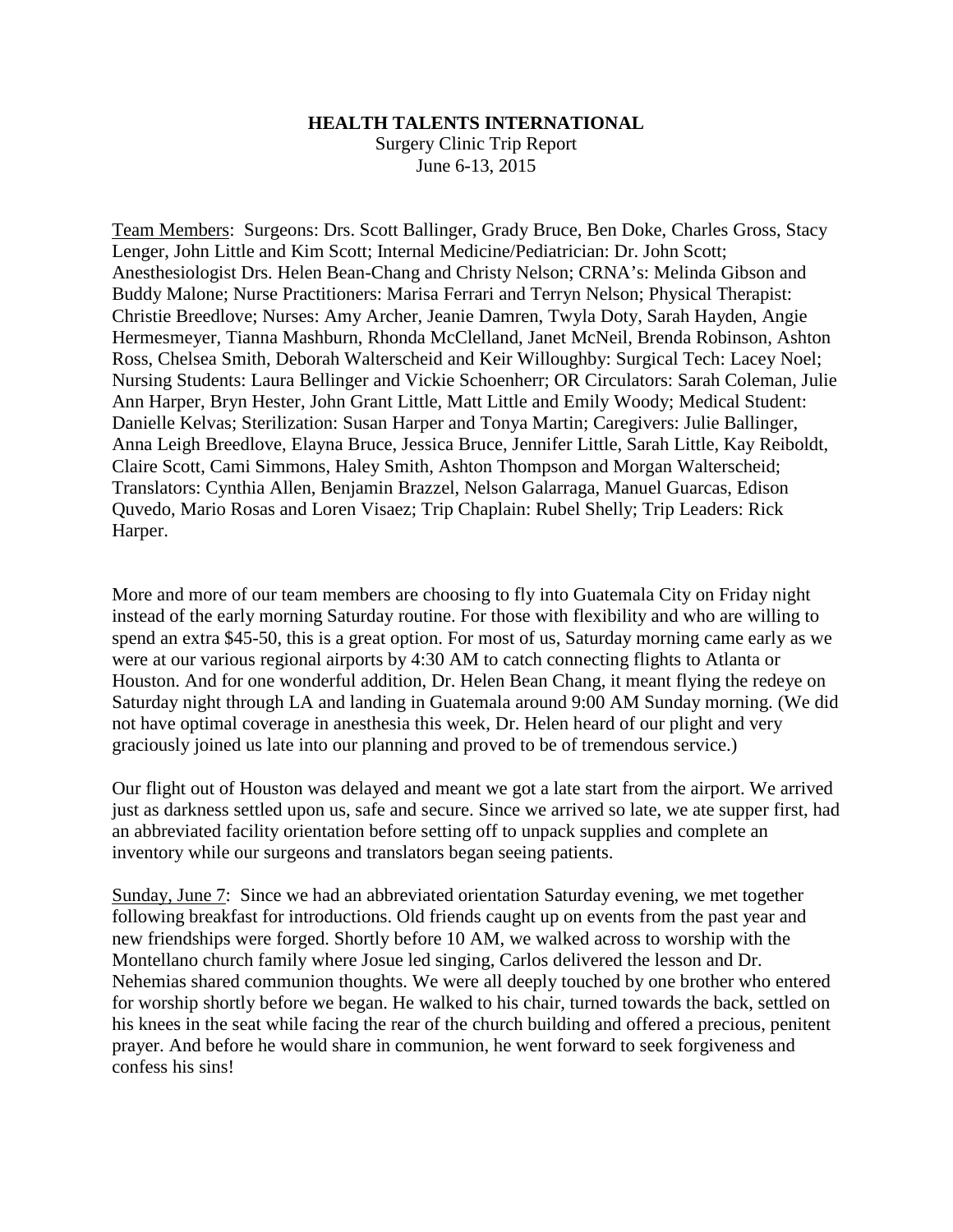**HEALTH TALENTS INTERNATIONAL**

Surgery Clinic Trip Report

June 6-13, 2015

<u>Team Members</u>: Surgeons: Drs. Scott Ballinger, Grady Bruce, Ben Doke, Charles Gross, Stacy Lenger, John Little and Kim Scott; Internal Medicine/Pediatrician: Dr. John Scott; Anesthesiologist Drs. Helen Bean-Chang and Christy Nelson; CRNA's: Melinda Gibson and Buddy Malone; Nurse Practitioners: Marisa Ferrari and Terryn Nelson; Physical Therapist: Christie Breedlove; Nurses: Amy Archer, Jeanie Damren, Twyla Doty, Sarah Hayden, Angie Hermesmeyer, Tianna Mashburn, Rhonda McClelland, Janet McNeil, Brenda Robinson, Ashton Ross, Chelsea Smith, Deborah Walterscheid and Keir Willoughby: Surgical Tech: Lacey Noel; Nursing Students: Laura Bellinger and Vickie Schoenherr; OR Circulators: Sarah Coleman, Julie Ann Harper, Bryn Hester, John Grant Little, Matt Little and Emily Woody; Medical Student: Danielle Kelvas; Sterilization: Susan Harper and Tonya Martin; Caregivers: Julie Ballinger, Anna Leigh Breedlove, Elayna Bruce, Jessica Bruce, Jennifer Little, Sarah Little, Kay Reiboldt, Claire Scott, Cami Simmons, Haley Smith, Ashton Thompson and Morgan Walterscheid; Translators: Cynthia Allen, Benjamin Brazzel, Nelson Galarraga, Manuel Guarcas, Edison Quvedo, Mario Rosas and Loren Visaez; Trip Chaplain: Rubel Shelly; Trip Leaders: Rick Harper.

More and more of our team members are choosing to fly into Guatemala City on Friday night instead of the early morning Saturday routine. For those with flexibility and who are willing to spend an extra $45-50, this is a great option. For most of us, Saturday morning came early as we were at our various regional airports by 4:30 AM to catch connecting flights to Atlanta or Houston. And for one wonderful addition, Dr. Helen Bean Chang, it meant flying the redeye on Saturday night through LA and landing in Guatemala around 9:00 AM Sunday morning. (We did not have optimal coverage in anesthesia this week, Dr. Helen heard of our plight and very graciously joined us late into our planning and proved to be of tremendous service.)

Our flight out of Houston was delayed and meant we got a late start from the airport. We arrived just as darkness settled upon us, safe and secure. Since we arrived so late, we ate supper first, had an abbreviated facility orientation before setting off to unpack supplies and complete an inventory while our surgeons and translators began seeing patients.

<u>Sunday, June 7</u>: Since we had an abbreviated orientation Saturday evening, we met together following breakfast for introductions. Old friends caught up on events from the past year and new friendships were forged. Shortly before 10 AM, we walked across to worship with the Montellano church family where Josue led singing, Carlos delivered the lesson and Dr. Nehemias shared communion thoughts. We were all deeply touched by one brother who entered for worship shortly before we began. He walked to his chair, turned towards the back, settled on his knees in the seat while facing the rear of the church building and offered a precious, penitent prayer. And before he would share in communion, he went forward to seek forgiveness and confess his sins!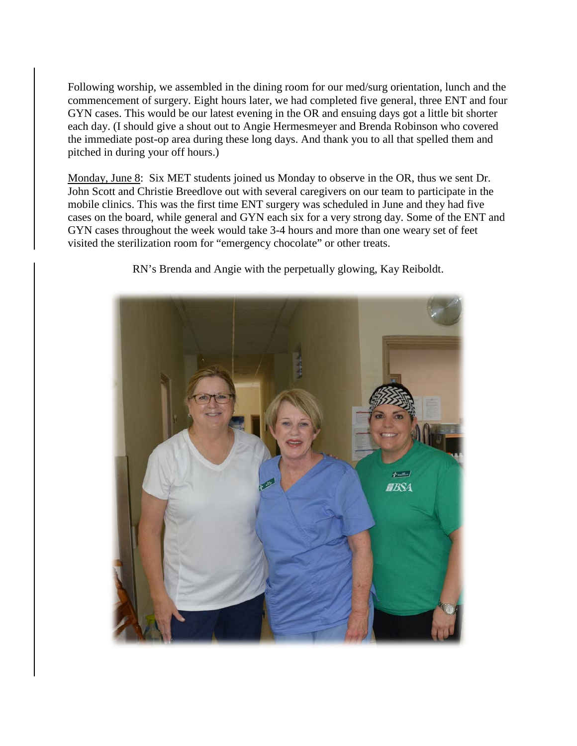Following worship, we assembled in the dining room for our med/surg orientation, lunch and the commencement of surgery. Eight hours later, we had completed five general, three ENT and four GYN cases. This would be our latest evening in the OR and ensuing days got a little bit shorter each day. (I should give a shout out to Angie Hermesmeyer and Brenda Robinson who covered the immediate post-op area during these long days. And thank you to all that spelled them and pitched in during your off hours.)

Monday, June 8: Six MET students joined us Monday to observe in the OR, thus we sent Dr. John Scott and Christie Breedlove out with several caregivers on our team to participate in the mobile clinics. This was the first time ENT surgery was scheduled in June and they had five cases on the board, while general and GYN each six for a very strong day. Some of the ENT and GYN cases throughout the week would take 3-4 hours and more than one weary set of feet visited the sterilization room for "emergency chocolate" or other treats.

RN's Brenda and Angie with the perpetually glowing, Kay Reiboldt.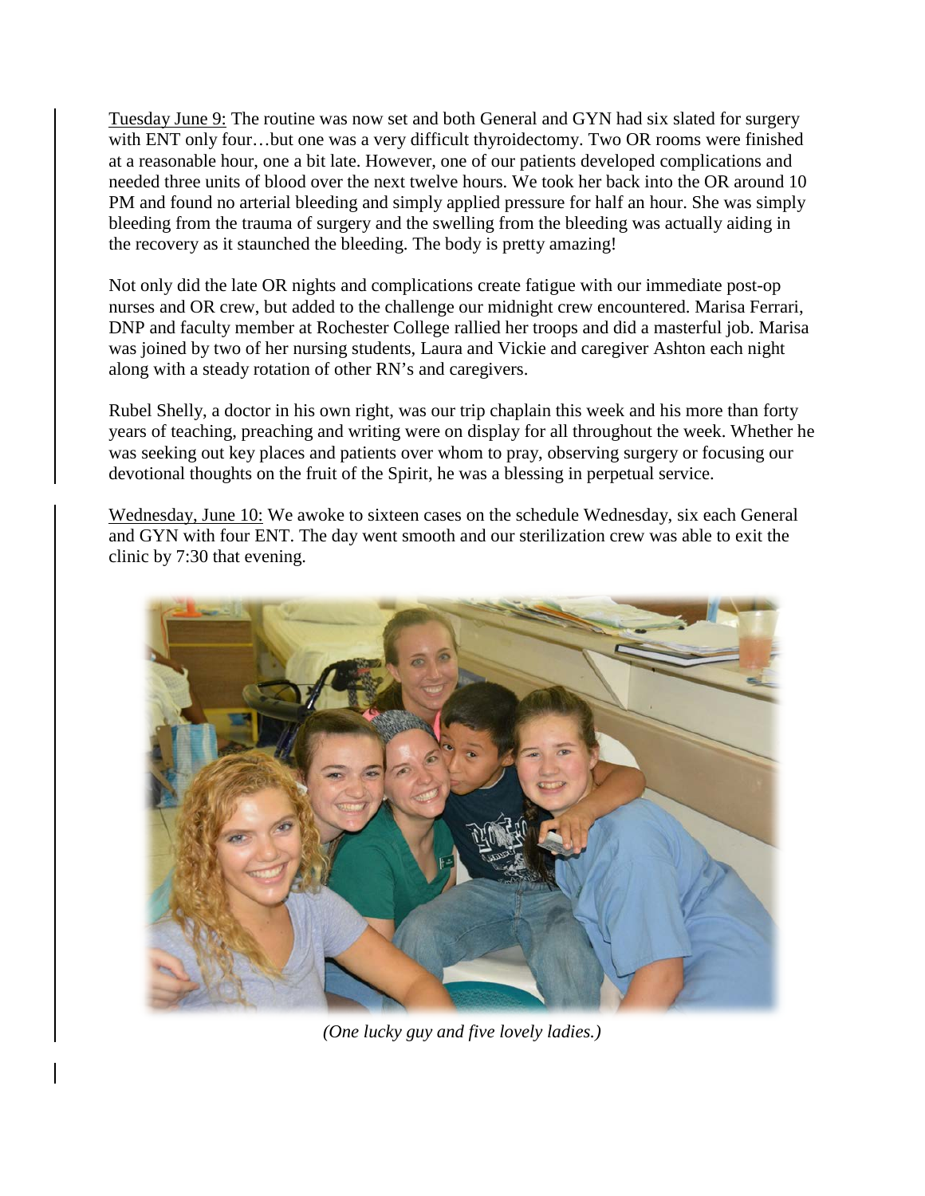Tuesday June 9: The routine was now set and both General and GYN had six slated for surgery with ENT only four…but one was a very difficult thyroidectomy. Two OR rooms were finished at a reasonable hour, one a bit late. However, one of our patients developed complications and needed three units of blood over the next twelve hours. We took her back into the OR around 10 PM and found no arterial bleeding and simply applied pressure for half an hour. She was simply bleeding from the trauma of surgery and the swelling from the bleeding was actually aiding in the recovery as it staunched the bleeding. The body is pretty amazing!

Not only did the late OR nights and complications create fatigue with our immediate post-op nurses and OR crew, but added to the challenge our midnight crew encountered. Marisa Ferrari, DNP and faculty member at Rochester College rallied her troops and did a masterful job. Marisa was joined by two of her nursing students, Laura and Vickie and caregiver Ashton each night along with a steady rotation of other RN's and caregivers.

Rubel Shelly, a doctor in his own right, was our trip chaplain this week and his more than forty years of teaching, preaching and writing were on display for all throughout the week. Whether he was seeking out key places and patients over whom to pray, observing surgery or focusing our devotional thoughts on the fruit of the Spirit, he was a blessing in perpetual service.

Wednesday, June 10: We awoke to sixteen cases on the schedule Wednesday, six each General and GYN with four ENT. The day went smooth and our sterilization crew was able to exit the clinic by 7:30 that evening.

*(One lucky guy and five lovely ladies.)*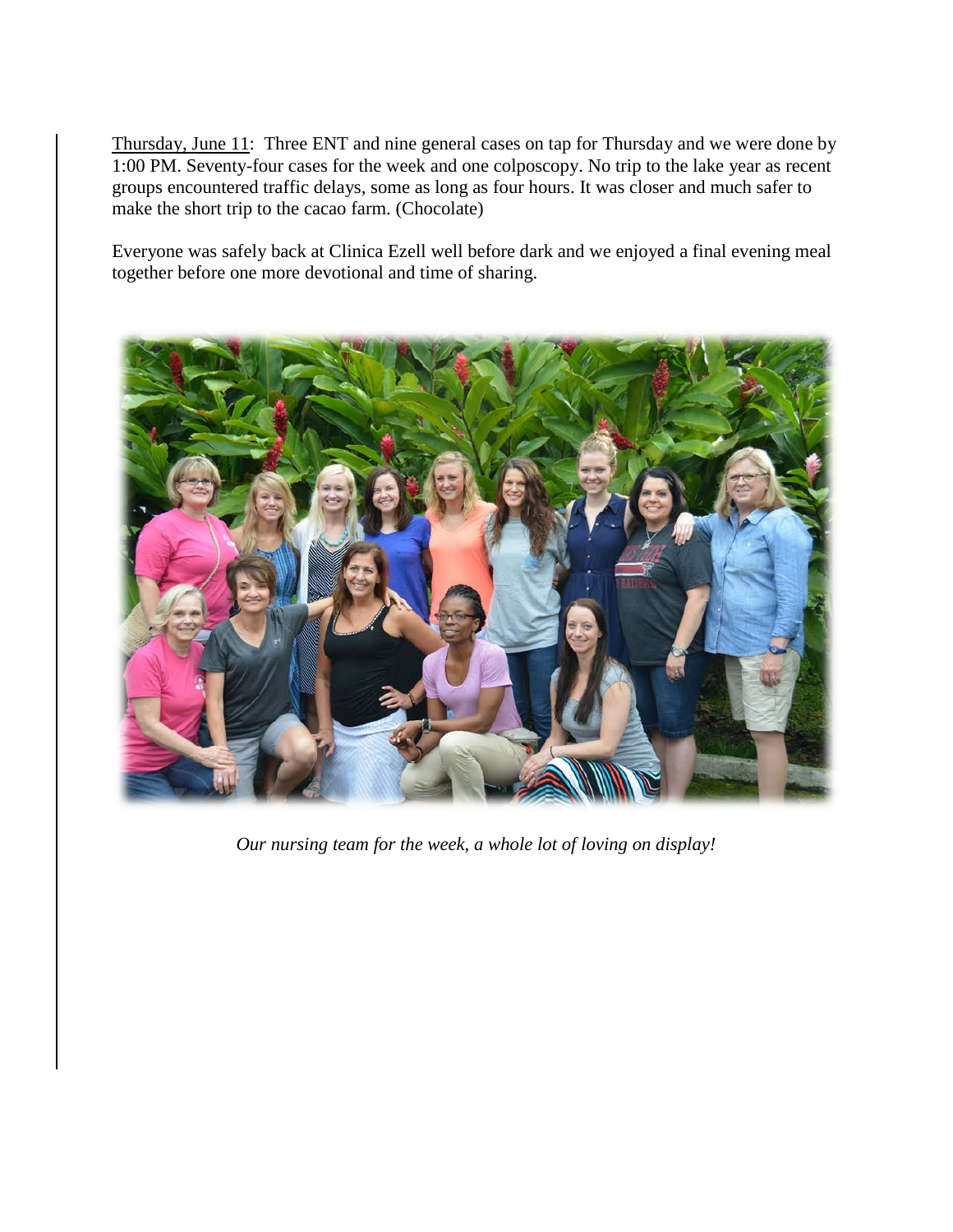Thursday, June 11: Three ENT and nine general cases on tap for Thursday and we were done by 1:00 PM. Seventy-four cases for the week and one colposcopy. No trip to the lake year as recent groups encountered traffic delays, some as long as four hours. It was closer and much safer to make the short trip to the cacao farm. (Chocolate)

Everyone was safely back at Clinica Ezell well before dark and we enjoyed a final evening meal together before one more devotional and time of sharing.

*Our nursing team for the week, a whole lot of loving on display!*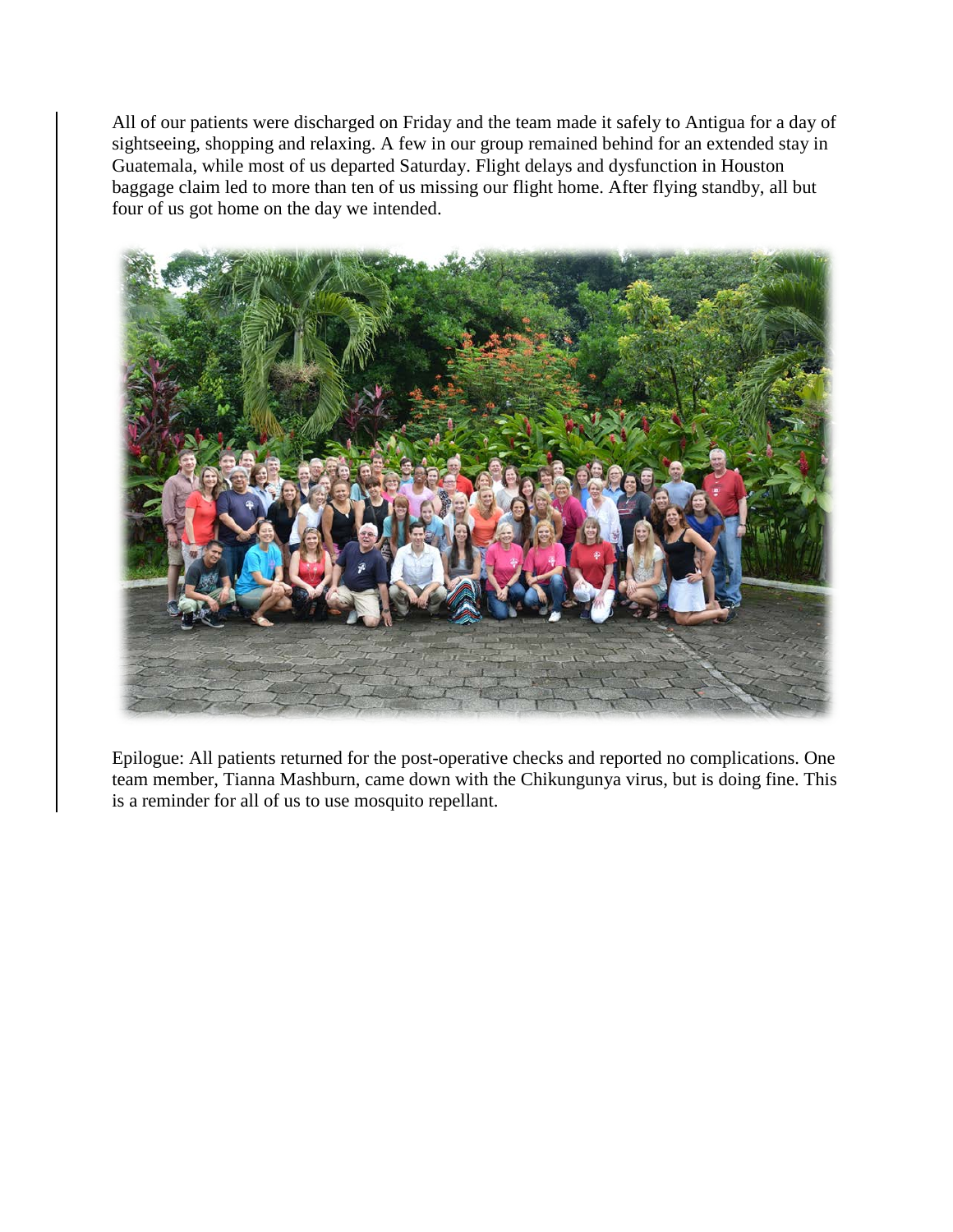All of our patients were discharged on Friday and the team made it safely to Antigua for a day of sightseeing, shopping and relaxing. A few in our group remained behind for an extended stay in Guatemala, while most of us departed Saturday. Flight delays and dysfunction in Houston baggage claim led to more than ten of us missing our flight home. After flying standby, all but four of us got home on the day we intended.

Epilogue: All patients returned for the post-operative checks and reported no complications. One team member, Tianna Mashburn, came down with the Chikungunya virus, but is doing fine. This is a reminder for all of us to use mosquito repellant.